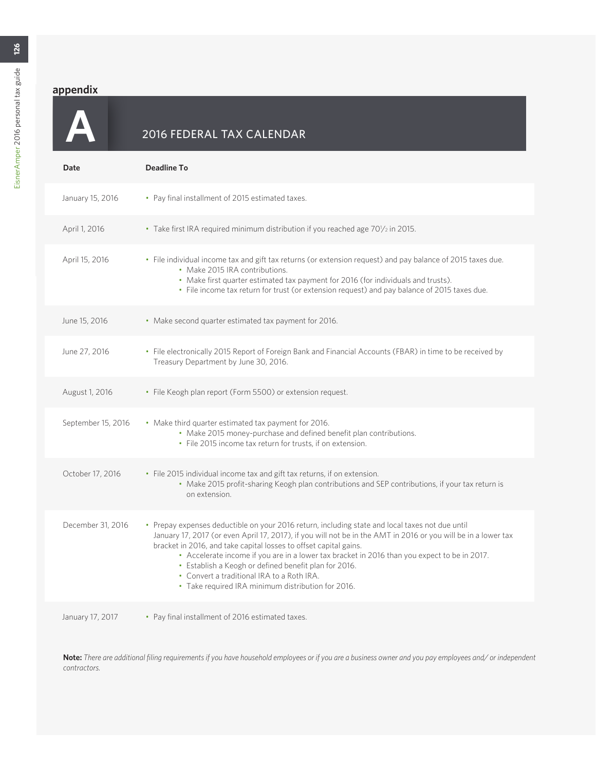## appendix

# A 2016 FEDERAL TAX CALENDAR

| Date | Deadline To |
|---|---|
| January 15, 2016 | • Pay final installment of 2015 estimated taxes. |
| April 1, 2016 | • Take first IRA required minimum distribution if you reached age 70½ in 2015. |
| April 15, 2016 | • File individual income tax and gift tax returns (or extension request) and pay balance of 2015 taxes due.<br>• Make 2015 IRA contributions.<br>• Make first quarter estimated tax payment for 2016 (for individuals and trusts).<br>• File income tax return for trust (or extension request) and pay balance of 2015 taxes due. |
| June 15, 2016 | • Make second quarter estimated tax payment for 2016. |
| June 27, 2016 | • File electronically 2015 Report of Foreign Bank and Financial Accounts (FBAR) in time to be received by Treasury Department by June 30, 2016. |
| August 1, 2016 | • File Keogh plan report (Form 5500) or extension request. |
| September 15, 2016 | • Make third quarter estimated tax payment for 2016.<br>• Make 2015 money-purchase and defined benefit plan contributions.<br>• File 2015 income tax return for trusts, if on extension. |
| October 17, 2016 | • File 2015 individual income tax and gift tax returns, if on extension.<br>• Make 2015 profit-sharing Keogh plan contributions and SEP contributions, if your tax return is on extension. |
| December 31, 2016 | • Prepay expenses deductible on your 2016 return, including state and local taxes not due until January 17, 2017 (or even April 17, 2017), if you will not be in the AMT in 2016 or you will be in a lower tax bracket in 2016, and take capital losses to offset capital gains.<br>• Accelerate income if you are in a lower tax bracket in 2016 than you expect to be in 2017.<br>• Establish a Keogh or defined benefit plan for 2016.<br>• Convert a traditional IRA to a Roth IRA.<br>• Take required IRA minimum distribution for 2016. |
| January 17, 2017 | • Pay final installment of 2016 estimated taxes. |

**Note:** *There are additional filing requirements if you have household employees or if you are a business owner and you pay employees and/ or independent contractors.*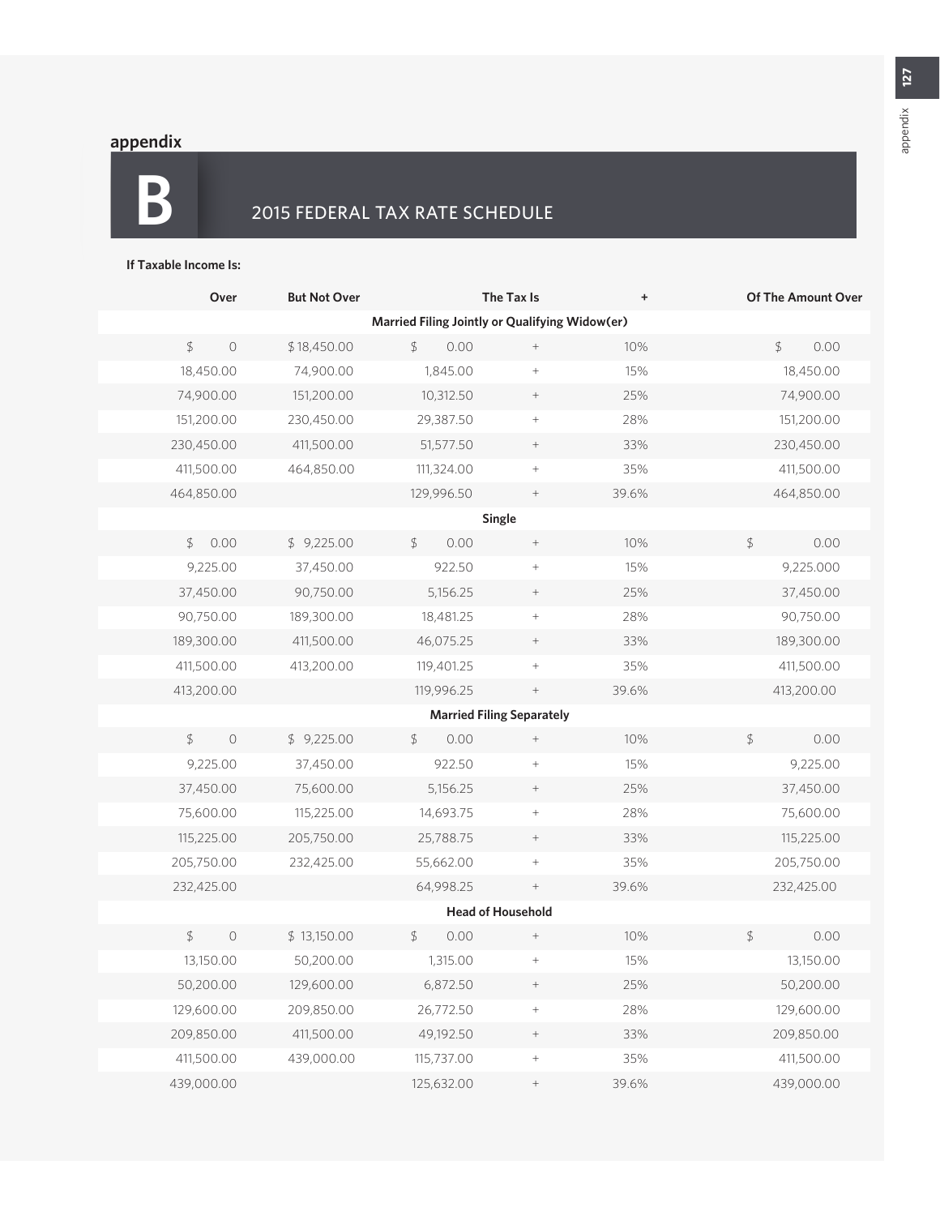appendix

# B 2015 FEDERAL TAX RATE SCHEDULE

**If Taxable Income Is:**

| Over | But Not Over | The Tax Is | + | | Of The Amount Over |
|---|---|---|---|---|---|
| | | **Married Filing Jointly or Qualifying Widow(er)** | | | |
| $ 0 | $ 18,450.00 | $ 0.00 | + | 10% | $ 0.00 |
| 18,450.00 | 74,900.00 | 1,845.00 | + | 15% | 18,450.00 |
| 74,900.00 | 151,200.00 | 10,312.50 | + | 25% | 74,900.00 |
| 151,200.00 | 230,450.00 | 29,387.50 | + | 28% | 151,200.00 |
| 230,450.00 | 411,500.00 | 51,577.50 | + | 33% | 230,450.00 |
| 411,500.00 | 464,850.00 | 111,324.00 | + | 35% | 411,500.00 |
| 464,850.00 | | 129,996.50 | + | 39.6% | 464,850.00 |
| | | **Single** | | | |
| $ 0.00 | $ 9,225.00 | $ 0.00 | + | 10% | $ 0.00 |
| 9,225.00 | 37,450.00 | 922.50 | + | 15% | 9,225.000 |
| 37,450.00 | 90,750.00 | 5,156.25 | + | 25% | 37,450.00 |
| 90,750.00 | 189,300.00 | 18,481.25 | + | 28% | 90,750.00 |
| 189,300.00 | 411,500.00 | 46,075.25 | + | 33% | 189,300.00 |
| 411,500.00 | 413,200.00 | 119,401.25 | + | 35% | 411,500.00 |
| 413,200.00 | | 119,996.25 | + | 39.6% | 413,200.00 |
| | | **Married Filing Separately** | | | |
| $ 0 | $ 9,225.00 | $ 0.00 | + | 10% | $ 0.00 |
| 9,225.00 | 37,450.00 | 922.50 | + | 15% | 9,225.00 |
| 37,450.00 | 75,600.00 | 5,156.25 | + | 25% | 37,450.00 |
| 75,600.00 | 115,225.00 | 14,693.75 | + | 28% | 75,600.00 |
| 115,225.00 | 205,750.00 | 25,788.75 | + | 33% | 115,225.00 |
| 205,750.00 | 232,425.00 | 55,662.00 | + | 35% | 205,750.00 |
| 232,425.00 | | 64,998.25 | + | 39.6% | 232,425.00 |
| | | **Head of Household** | | | |
| $ 0 | $ 13,150.00 | $ 0.00 | + | 10% | $ 0.00 |
| 13,150.00 | 50,200.00 | 1,315.00 | + | 15% | 13,150.00 |
| 50,200.00 | 129,600.00 | 6,872.50 | + | 25% | 50,200.00 |
| 129,600.00 | 209,850.00 | 26,772.50 | + | 28% | 129,600.00 |
| 209,850.00 | 411,500.00 | 49,192.50 | + | 33% | 209,850.00 |
| 411,500.00 | 439,000.00 | 115,737.00 | + | 35% | 411,500.00 |
| 439,000.00 | | 125,632.00 | + | 39.6% | 439,000.00 |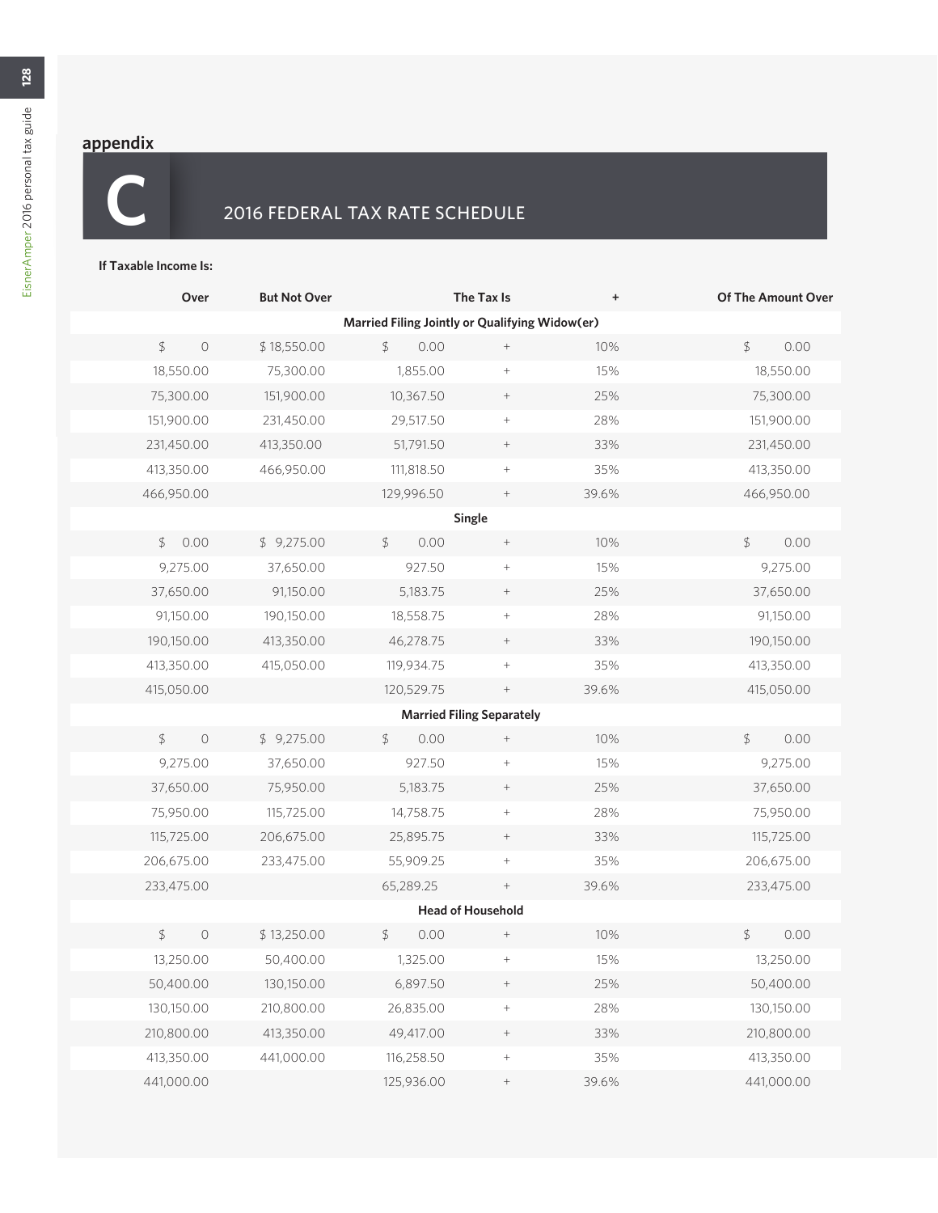## appendix

# C 2016 FEDERAL TAX RATE SCHEDULE

**If Taxable Income Is:**

| Over | But Not Over | The Tax Is | + | | Of The Amount Over |
|---|---|---|---|---|---|
| | | **Married Filing Jointly or Qualifying Widow(er)** | | | |
| $ 0 | $ 18,550.00 | $ 0.00 | + | 10% | $ 0.00 |
| 18,550.00 | 75,300.00 | 1,855.00 | + | 15% | 18,550.00 |
| 75,300.00 | 151,900.00 | 10,367.50 | + | 25% | 75,300.00 |
| 151,900.00 | 231,450.00 | 29,517.50 | + | 28% | 151,900.00 |
| 231,450.00 | 413,350.00 | 51,791.50 | + | 33% | 231,450.00 |
| 413,350.00 | 466,950.00 | 111,818.50 | + | 35% | 413,350.00 |
| 466,950.00 | | 129,996.50 | + | 39.6% | 466,950.00 |
| | | **Single** | | | |
| $ 0.00 | $ 9,275.00 | $ 0.00 | + | 10% | $ 0.00 |
| 9,275.00 | 37,650.00 | 927.50 | + | 15% | 9,275.00 |
| 37,650.00 | 91,150.00 | 5,183.75 | + | 25% | 37,650.00 |
| 91,150.00 | 190,150.00 | 18,558.75 | + | 28% | 91,150.00 |
| 190,150.00 | 413,350.00 | 46,278.75 | + | 33% | 190,150.00 |
| 413,350.00 | 415,050.00 | 119,934.75 | + | 35% | 413,350.00 |
| 415,050.00 | | 120,529.75 | + | 39.6% | 415,050.00 |
| | | **Married Filing Separately** | | | |
| $ 0 | $ 9,275.00 | $ 0.00 | + | 10% | $ 0.00 |
| 9,275.00 | 37,650.00 | 927.50 | + | 15% | 9,275.00 |
| 37,650.00 | 75,950.00 | 5,183.75 | + | 25% | 37,650.00 |
| 75,950.00 | 115,725.00 | 14,758.75 | + | 28% | 75,950.00 |
| 115,725.00 | 206,675.00 | 25,895.75 | + | 33% | 115,725.00 |
| 206,675.00 | 233,475.00 | 55,909.25 | + | 35% | 206,675.00 |
| 233,475.00 | | 65,289.25 | + | 39.6% | 233,475.00 |
| | | **Head of Household** | | | |
| $ 0 | $ 13,250.00 | $ 0.00 | + | 10% | $ 0.00 |
| 13,250.00 | 50,400.00 | 1,325.00 | + | 15% | 13,250.00 |
| 50,400.00 | 130,150.00 | 6,897.50 | + | 25% | 50,400.00 |
| 130,150.00 | 210,800.00 | 26,835.00 | + | 28% | 130,150.00 |
| 210,800.00 | 413,350.00 | 49,417.00 | + | 33% | 210,800.00 |
| 413,350.00 | 441,000.00 | 116,258.50 | + | 35% | 413,350.00 |
| 441,000.00 | | 125,936.00 | + | 39.6% | 441,000.00 |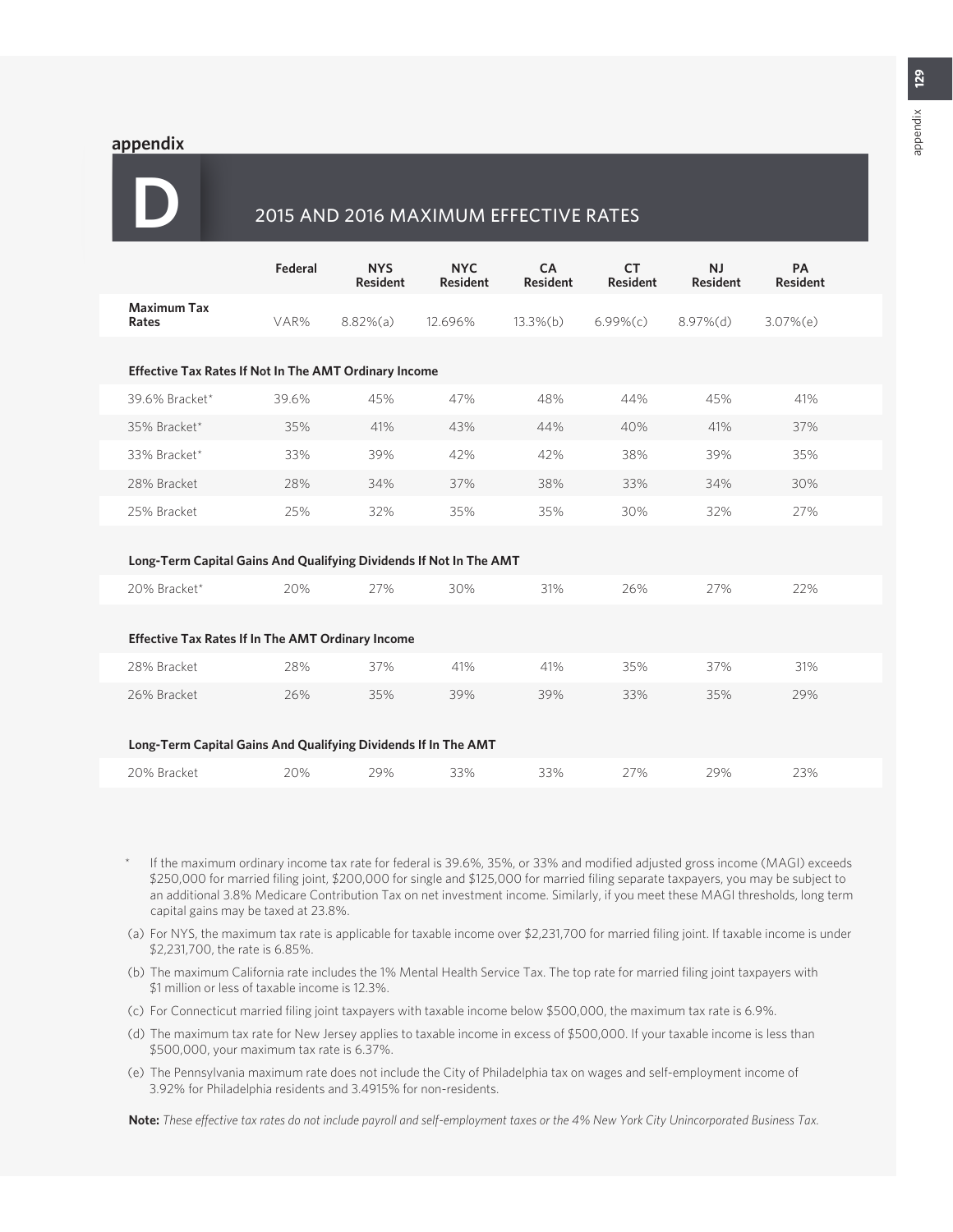appendix

# D

## 2015 AND 2016 MAXIMUM EFFECTIVE RATES

| | Federal | NYS Resident | NYC Resident | CA Resident | CT Resident | NJ Resident | PA Resident |
|---|---|---|---|---|---|---|---|
| **Maximum Tax Rates** | VAR% | 8.82%(a) | 12.696% | 13.3%(b) | 6.99%(c) | 8.97%(d) | 3.07%(e) |
| **Effective Tax Rates If Not In The AMT Ordinary Income** | | | | | | | |
| 39.6% Bracket* | 39.6% | 45% | 47% | 48% | 44% | 45% | 41% |
| 35% Bracket* | 35% | 41% | 43% | 44% | 40% | 41% | 37% |
| 33% Bracket* | 33% | 39% | 42% | 42% | 38% | 39% | 35% |
| 28% Bracket | 28% | 34% | 37% | 38% | 33% | 34% | 30% |
| 25% Bracket | 25% | 32% | 35% | 35% | 30% | 32% | 27% |
| **Long-Term Capital Gains And Qualifying Dividends If Not In The AMT** | | | | | | | |
| 20% Bracket* | 20% | 27% | 30% | 31% | 26% | 27% | 22% |
| **Effective Tax Rates If In The AMT Ordinary Income** | | | | | | | |
| 28% Bracket | 28% | 37% | 41% | 41% | 35% | 37% | 31% |
| 26% Bracket | 26% | 35% | 39% | 39% | 33% | 35% | 29% |
| **Long-Term Capital Gains And Qualifying Dividends If In The AMT** | | | | | | | |
| 20% Bracket | 20% | 29% | 33% | 33% | 27% | 29% | 23% |

\* If the maximum ordinary income tax rate for federal is 39.6%, 35%, or 33% and modified adjusted gross income (MAGI) exceeds $250,000 for married filing joint, $200,000 for single and $125,000 for married filing separate taxpayers, you may be subject to an additional 3.8% Medicare Contribution Tax on net investment income. Similarly, if you meet these MAGI thresholds, long term capital gains may be taxed at 23.8%.

(a) For NYS, the maximum tax rate is applicable for taxable income over $2,231,700 for married filing joint. If taxable income is under $2,231,700, the rate is 6.85%.

(b) The maximum California rate includes the 1% Mental Health Service Tax. The top rate for married filing joint taxpayers with $1 million or less of taxable income is 12.3%.

(c) For Connecticut married filing joint taxpayers with taxable income below $500,000, the maximum tax rate is 6.9%.

(d) The maximum tax rate for New Jersey applies to taxable income in excess of $500,000. If your taxable income is less than $500,000, your maximum tax rate is 6.37%.

(e) The Pennsylvania maximum rate does not include the City of Philadelphia tax on wages and self-employment income of 3.92% for Philadelphia residents and 3.4915% for non-residents.

**Note:** *These effective tax rates do not include payroll and self-employment taxes or the 4% New York City Unincorporated Business Tax.*